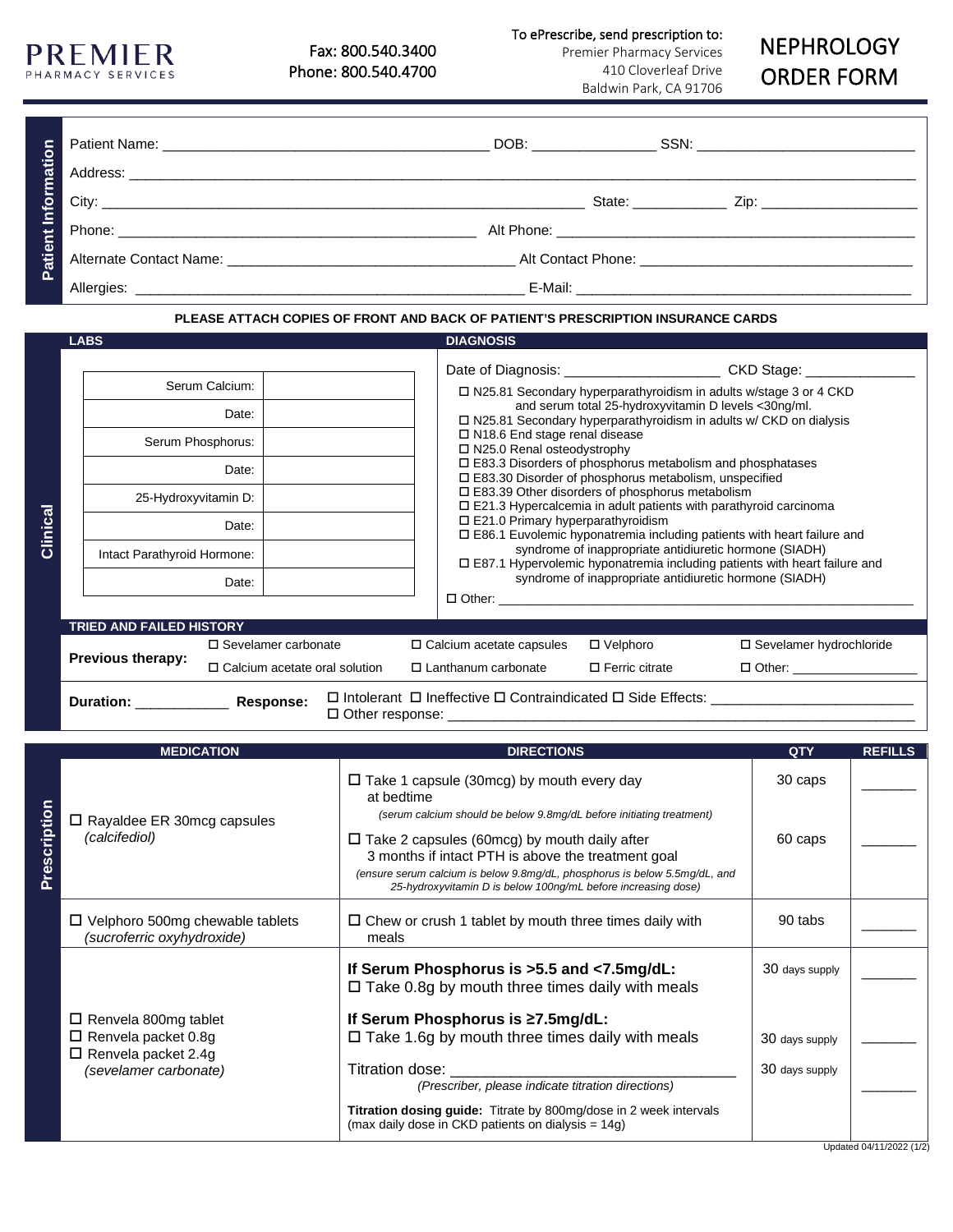PREMIER
PHARMACY SERVICES

Fax: 800.540.3400
Phone: 800.540.4700

To ePrescribe, send prescription to:
Premier Pharmacy Services
410 Cloverleaf Drive
Baldwin Park, CA 91706

# NEPHROLOGY ORDER FORM

## Patient Information

Patient Name: ________________________ DOB: ______________ SSN: ______________________

Address: ______________________________________________________________

City: ______________________________________ State: ___________ Zip: __________________

Phone: ______________________________ Alt Phone: ______________________________

Alternate Contact Name: ______________________ Alt Contact Phone: ______________________

Allergies: ______________________________ E-Mail: ______________________________

**PLEASE ATTACH COPIES OF FRONT AND BACK OF PATIENT'S PRESCRIPTION INSURANCE CARDS**

## Clinical

### LABS

| | |
|---|---|
| Serum Calcium: | |
| Date: | |
| Serum Phosphorus: | |
| Date: | |
| 25-Hydroxyvitamin D: | |
| Date: | |
| Intact Parathyroid Hormone: | |
| Date: | |

### DIAGNOSIS

Date of Diagnosis: ____________________ CKD Stage: ______________

- ☐ N25.81 Secondary hyperparathyroidism in adults w/stage 3 or 4 CKD and serum total 25-hydroxyvitamin D levels <30ng/ml.
- ☐ N25.81 Secondary hyperparathyroidism in adults w/ CKD on dialysis
- ☐ N18.6 End stage renal disease
- ☐ N25.0 Renal osteodystrophy
- ☐ E83.3 Disorders of phosphorus metabolism and phosphatases
- ☐ E83.30 Disorder of phosphorus metabolism, unspecified
- ☐ E83.39 Other disorders of phosphorus metabolism
- ☐ E21.3 Hypercalcemia in adult patients with parathyroid carcinoma
- ☐ E21.0 Primary hyperparathyroidism
- ☐ E86.1 Euvolemic hyponatremia including patients with heart failure and syndrome of inappropriate antidiuretic hormone (SIADH)
- ☐ E87.1 Hypervolemic hyponatremia including patients with heart failure and syndrome of inappropriate antidiuretic hormone (SIADH)

☐ Other: ______________________________________________

### TRIED AND FAILED HISTORY

**Previous therapy:**

| | | | |
|---|---|---|---|
| ☐ Sevelamer carbonate | ☐ Calcium acetate capsules | ☐ Velphoro | ☐ Sevelamer hydrochloride |
| ☐ Calcium acetate oral solution | ☐ Lanthanum carbonate | ☐ Ferric citrate | ☐ Other: ________________ |

**Duration:** ____________ **Response:** ☐ Intolerant ☐ Ineffective ☐ Contraindicated ☐ Side Effects: __________________________
☐ Other response: ____________________________________________________________

## Prescription

| MEDICATION | DIRECTIONS | QTY | REFILLS |
|---|---|---|---|
| ☐ Rayaldee ER 30mcg capsules *(calcifediol)* | ☐ Take 1 capsule (30mcg) by mouth every day at bedtime *(serum calcium should be below 9.8mg/dL before initiating treatment)* | 30 caps | _______ |
| | ☐ Take 2 capsules (60mcg) by mouth daily after 3 months if intact PTH is above the treatment goal *(ensure serum calcium is below 9.8mg/dL, phosphorus is below 5.5mg/dL, and 25-hydroxyvitamin D is below 100ng/mL before increasing dose)* | 60 caps | _______ |
| ☐ Velphoro 500mg chewable tablets *(sucroferric oxyhydroxide)* | ☐ Chew or crush 1 tablet by mouth three times daily with meals | 90 tabs | _______ |
| ☐ Renvela 800mg tablet<br>☐ Renvela packet 0.8g<br>☐ Renvela packet 2.4g<br>*(sevelamer carbonate)* | **If Serum Phosphorus is >5.5 and <7.5mg/dL:** ☐ Take 0.8g by mouth three times daily with meals | 30 days supply | _______ |
| | **If Serum Phosphorus is ≥7.5mg/dL:** ☐ Take 1.6g by mouth three times daily with meals | 30 days supply | _______ |
| | Titration dose: ______________________ *(Prescriber, please indicate titration directions)* | 30 days supply | _______ |
| | **Titration dosing guide:** Titrate by 800mg/dose in 2 week intervals (max daily dose in CKD patients on dialysis = 14g) | | |

Updated 04/11/2022 (1/2)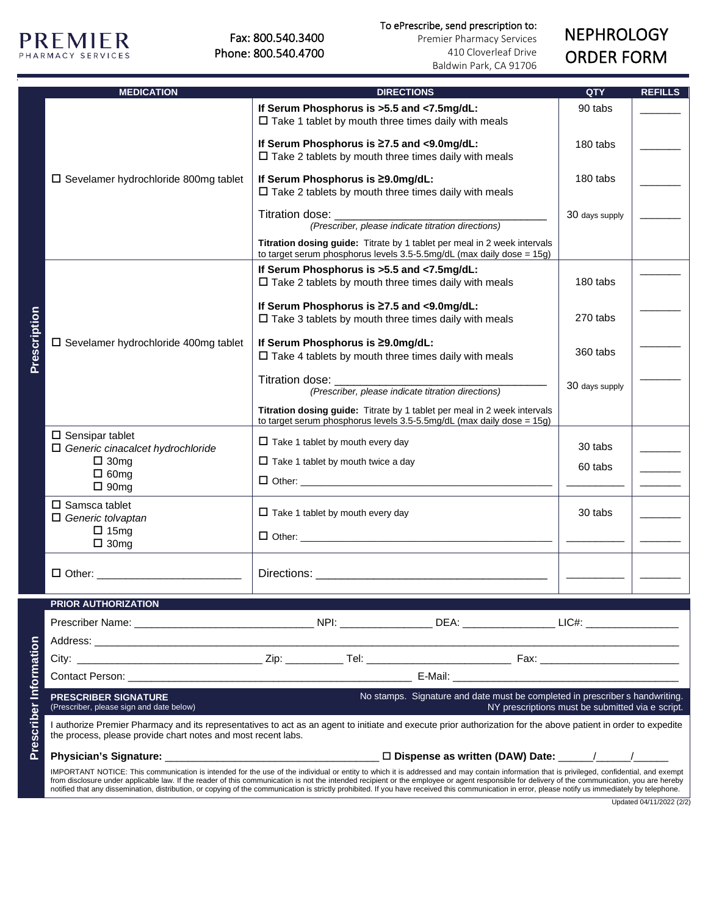PREMIER
PHARMACY SERVICES

Fax: 800.540.3400
Phone: 800.540.4700

To ePrescribe, send prescription to:
Premier Pharmacy Services
410 Cloverleaf Drive
Baldwin Park, CA 91706

# NEPHROLOGY ORDER FORM

## Prescription

| MEDICATION | DIRECTIONS | QTY | REFILLS |
|---|---|---|---|
| ☐ Sevelamer hydrochloride 800mg tablet | **If Serum Phosphorus is >5.5 and <7.5mg/dL:** ☐ Take 1 tablet by mouth three times daily with meals | 90 tabs | _______ |
| | **If Serum Phosphorus is ≥7.5 and <9.0mg/dL:** ☐ Take 2 tablets by mouth three times daily with meals | 180 tabs | _______ |
| | **If Serum Phosphorus is ≥9.0mg/dL:** ☐ Take 2 tablets by mouth three times daily with meals | 180 tabs | _______ |
| | Titration dose: ________________ *(Prescriber, please indicate titration directions)* | 30 days supply | _______ |
| | **Titration dosing guide:** Titrate by 1 tablet per meal in 2 week intervals to target serum phosphorus levels 3.5-5.5mg/dL (max daily dose = 15g) | | |
| ☐ Sevelamer hydrochloride 400mg tablet | **If Serum Phosphorus is >5.5 and <7.5mg/dL:** ☐ Take 2 tablets by mouth three times daily with meals | 180 tabs | _______ |
| | **If Serum Phosphorus is ≥7.5 and <9.0mg/dL:** ☐ Take 3 tablets by mouth three times daily with meals | 270 tabs | _______ |
| | **If Serum Phosphorus is ≥9.0mg/dL:** ☐ Take 4 tablets by mouth three times daily with meals | 360 tabs | _______ |
| | Titration dose: ________________ *(Prescriber, please indicate titration directions)* | 30 days supply | _______ |
| | **Titration dosing guide:** Titrate by 1 tablet per meal in 2 week intervals to target serum phosphorus levels 3.5-5.5mg/dL (max daily dose = 15g) | | |
| ☐ Sensipar tablet ☐ *Generic cinacalcet hydrochloride* ☐ 30mg ☐ 60mg ☐ 90mg | ☐ Take 1 tablet by mouth every day | 30 tabs | _______ |
| | ☐ Take 1 tablet by mouth twice a day | 60 tabs | _______ |
| | ☐ Other: ________________ | _________ | _______ |
| ☐ Samsca tablet ☐ *Generic tolvaptan* ☐ 15mg ☐ 30mg | ☐ Take 1 tablet by mouth every day | 30 tabs | _______ |
| | ☐ Other: ________________ | _________ | _______ |
| ☐ Other: ________________ | Directions: ________________ | _________ | _______ |

## Prescriber Information

**PRIOR AUTHORIZATION**

Prescriber Name: ____________________ NPI: ____________ DEA: ____________ LIC#: ____________

Address: ________________________________________

City: ____________________ Zip: __________ Tel: ____________________ Fax: ____________________

Contact Person: ________________________________ E-Mail: ________________________________

**PRESCRIBER SIGNATURE**
(Prescriber, please sign and date below)

No stamps. Signature and date must be completed in prescriber s handwriting.
NY prescriptions must be submitted via e script.

I authorize Premier Pharmacy and its representatives to act as an agent to initiate and execute prior authorization for the above patient in order to expedite the process, please provide chart notes and most recent labs.

**Physician's Signature:** ________________________ ☐ **Dispense as written (DAW) Date:** ______/______/______

IMPORTANT NOTICE: This communication is intended for the use of the individual or entity to which it is addressed and may contain information that is privileged, confidential, and exempt from disclosure under applicable law. If the reader of this communication is not the intended recipient or the employee or agent responsible for delivery of the communication, you are hereby notified that any dissemination, distribution, or copying of the communication is strictly prohibited. If you have received this communication in error, please notify us immediately by telephone.

Updated 04/11/2022